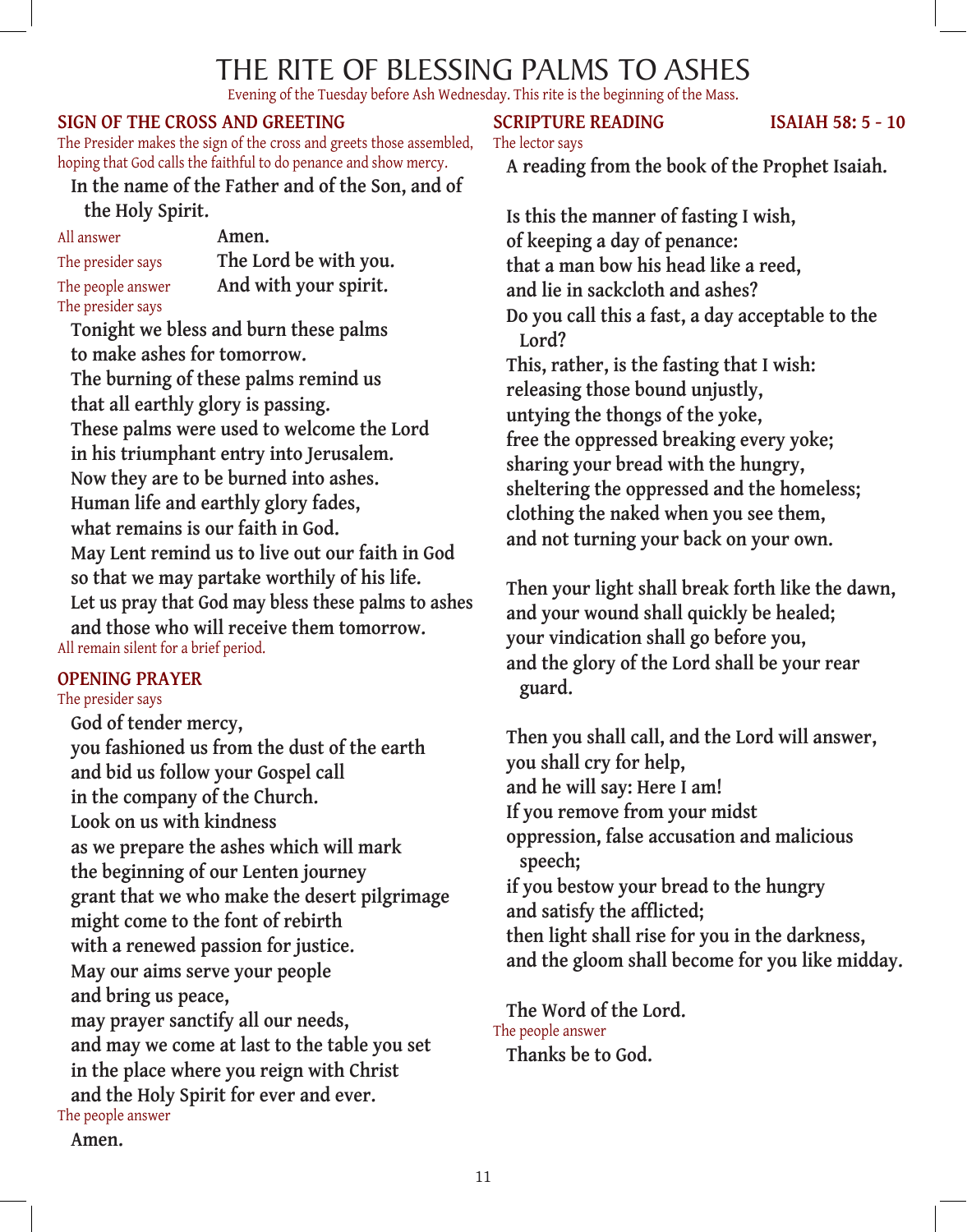# THE RITE OF BLESSING PALMS TO ASHES

Evening of the Tuesday before Ash Wednesday. This rite is the beginning of the Mass.

## SIGN OF THE CROSS AND GREETING

The Presider makes the sign of the cross and greets those assembled, hoping that God calls the faithful to do penance and show mercy.

**In the name of the Father and of the Son, and of the Holy Spirit.**

All answer **Amen.**

The presider says **The Lord be with you.**

The people answer **And with your spirit.**

The presider says

**Tonight we bless and burn these palms**
**to make ashes for tomorrow.**
**The burning of these palms remind us**
**that all earthly glory is passing.**
**These palms were used to welcome the Lord**
**in his triumphant entry into Jerusalem.**
**Now they are to be burned into ashes.**
**Human life and earthly glory fades,**
**what remains is our faith in God.**
**May Lent remind us to live out our faith in God**
**so that we may partake worthily of his life.**
**Let us pray that God may bless these palms to ashes**
**and those who will receive them tomorrow.**

All remain silent for a brief period.

## OPENING PRAYER

The presider says

**God of tender mercy,**
**you fashioned us from the dust of the earth**
**and bid us follow your Gospel call**
**in the company of the Church.**
**Look on us with kindness**
**as we prepare the ashes which will mark**
**the beginning of our Lenten journey**
**grant that we who make the desert pilgrimage**
**might come to the font of rebirth**
**with a renewed passion for justice.**
**May our aims serve your people**
**and bring us peace,**
**may prayer sanctify all our needs,**
**and may we come at last to the table you set**
**in the place where you reign with Christ**
**and the Holy Spirit for ever and ever.**

The people answer

**Amen.**

## SCRIPTURE READING ISAIAH 58: 5 - 10

The lector says

**A reading from the book of the Prophet Isaiah.**

**Is this the manner of fasting I wish,**
**of keeping a day of penance:**
**that a man bow his head like a reed,**
**and lie in sackcloth and ashes?**
**Do you call this a fast, a day acceptable to the Lord?**
**This, rather, is the fasting that I wish:**
**releasing those bound unjustly,**
**untying the thongs of the yoke,**
**free the oppressed breaking every yoke;**
**sharing your bread with the hungry,**
**sheltering the oppressed and the homeless;**
**clothing the naked when you see them,**
**and not turning your back on your own.**

**Then your light shall break forth like the dawn,**
**and your wound shall quickly be healed;**
**your vindication shall go before you,**
**and the glory of the Lord shall be your rear guard.**

**Then you shall call, and the Lord will answer,**
**you shall cry for help,**
**and he will say: Here I am!**
**If you remove from your midst**
**oppression, false accusation and malicious speech;**
**if you bestow your bread to the hungry**
**and satisfy the afflicted;**
**then light shall rise for you in the darkness,**
**and the gloom shall become for you like midday.**

**The Word of the Lord.**

The people answer

**Thanks be to God.**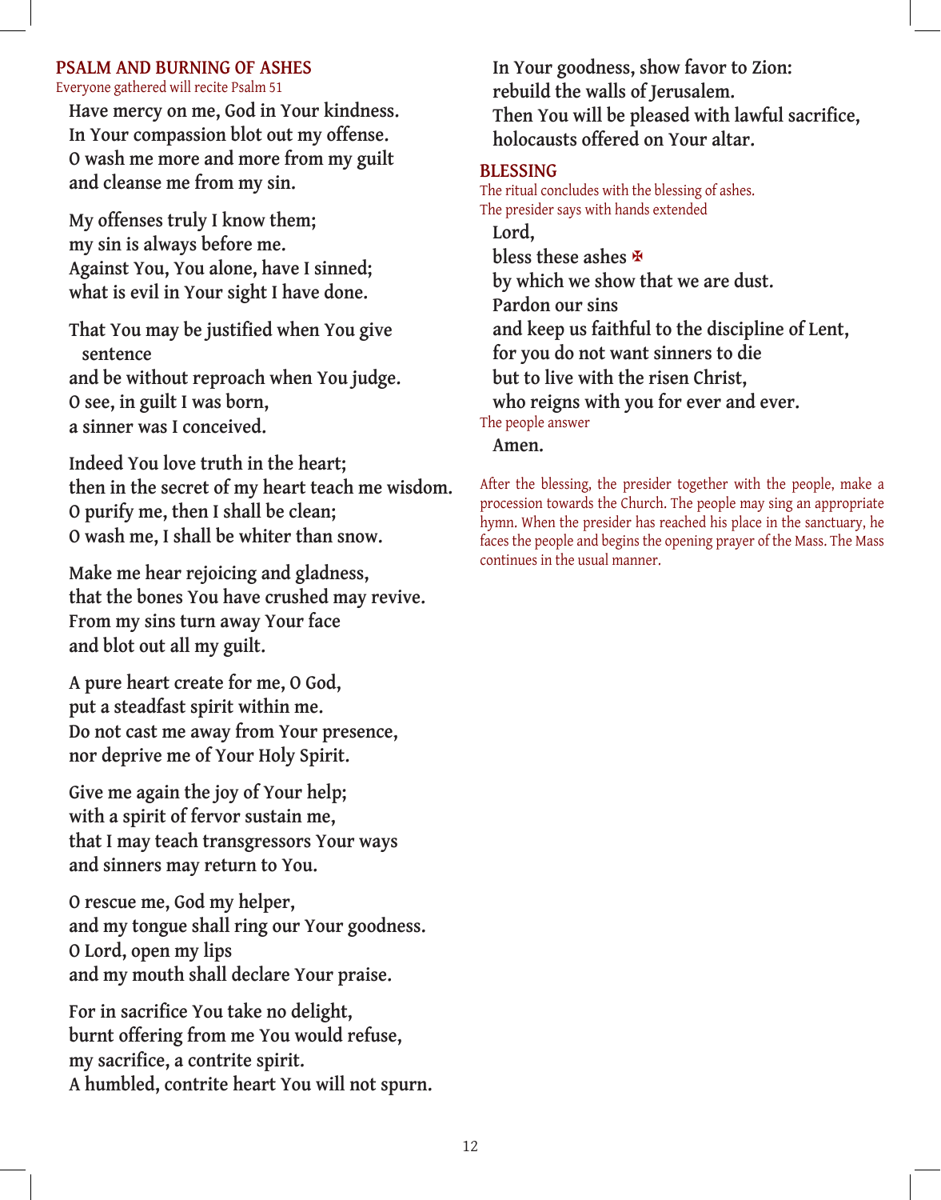## PSALM AND BURNING OF ASHES

*Everyone gathered will recite Psalm 51*

**Have mercy on me, God in Your kindness.**
**In Your compassion blot out my offense.**
**O wash me more and more from my guilt**
**and cleanse me from my sin.**

**My offenses truly I know them;**
**my sin is always before me.**
**Against You, You alone, have I sinned;**
**what is evil in Your sight I have done.**

**That You may be justified when You give sentence**
**and be without reproach when You judge.**
**O see, in guilt I was born,**
**a sinner was I conceived.**

**Indeed You love truth in the heart;**
**then in the secret of my heart teach me wisdom.**
**O purify me, then I shall be clean;**
**O wash me, I shall be whiter than snow.**

**Make me hear rejoicing and gladness,**
**that the bones You have crushed may revive.**
**From my sins turn away Your face**
**and blot out all my guilt.**

**A pure heart create for me, O God,**
**put a steadfast spirit within me.**
**Do not cast me away from Your presence,**
**nor deprive me of Your Holy Spirit.**

**Give me again the joy of Your help;**
**with a spirit of fervor sustain me,**
**that I may teach transgressors Your ways**
**and sinners may return to You.**

**O rescue me, God my helper,**
**and my tongue shall ring our Your goodness.**
**O Lord, open my lips**
**and my mouth shall declare Your praise.**

**For in sacrifice You take no delight,**
**burnt offering from me You would refuse,**
**my sacrifice, a contrite spirit.**
**A humbled, contrite heart You will not spurn.**

**In Your goodness, show favor to Zion:**
**rebuild the walls of Jerusalem.**
**Then You will be pleased with lawful sacrifice,**
**holocausts offered on Your altar.**

## BLESSING

*The ritual concludes with the blessing of ashes.*
*The presider says with hands extended*

**Lord,**
**bless these ashes ✠**
**by which we show that we are dust.**
**Pardon our sins**
**and keep us faithful to the discipline of Lent,**
**for you do not want sinners to die**
**but to live with the risen Christ,**
**who reigns with you for ever and ever.**

*The people answer*

**Amen.**

*After the blessing, the presider together with the people, make a procession towards the Church. The people may sing an appropriate hymn. When the presider has reached his place in the sanctuary, he faces the people and begins the opening prayer of the Mass. The Mass continues in the usual manner.*